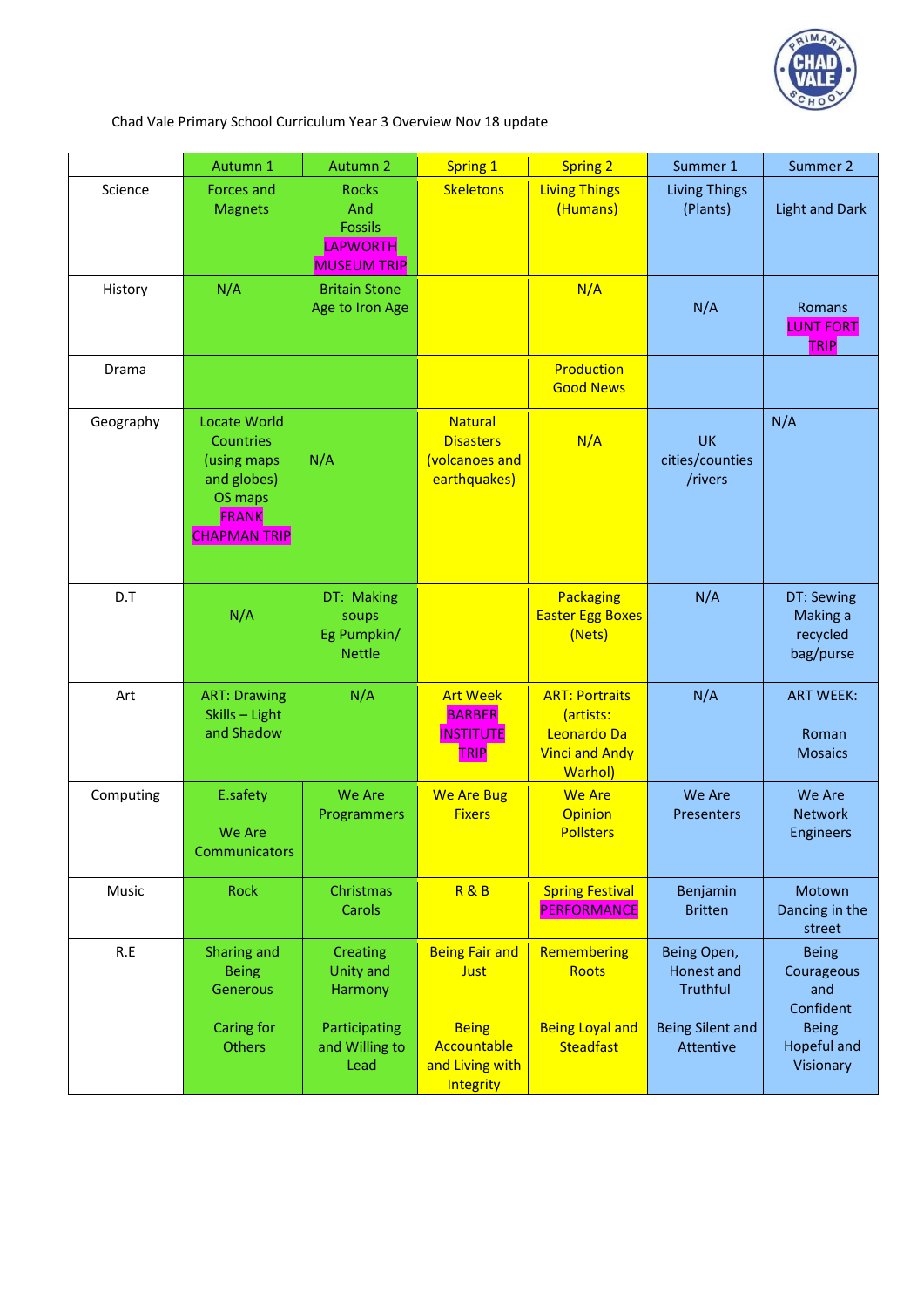Chad Vale Primary School Curriculum Year 3 Overview Nov 18 update

| | Autumn 1 | Autumn 2 | Spring 1 | Spring 2 | Summer 1 | Summer 2 |
|---|---|---|---|---|---|---|
| Science | Forces and Magnets | Rocks And Fossils LAPWORTH MUSEUM TRIP | Skeletons | Living Things (Humans) | Living Things (Plants) | Light and Dark |
| History | N/A | Britain Stone Age to Iron Age | | N/A | N/A | Romans LUNT FORT TRIP |
| Drama | | | | Production Good News | | |
| Geography | Locate World Countries (using maps and globes) OS maps FRANK CHAPMAN TRIP | N/A | Natural Disasters (volcanoes and earthquakes) | N/A | UK cities/counties /rivers | N/A |
| D.T | N/A | DT: Making soups Eg Pumpkin/ Nettle | | Packaging Easter Egg Boxes (Nets) | N/A | DT: Sewing Making a recycled bag/purse |
| Art | ART: Drawing Skills – Light and Shadow | N/A | Art Week BARBER INSTITUTE TRIP | ART: Portraits (artists: Leonardo Da Vinci and Andy Warhol) | N/A | ART WEEK: Roman Mosaics |
| Computing | E.safety We Are Communicators | We Are Programmers | We Are Bug Fixers | We Are Opinion Pollsters | We Are Presenters | We Are Network Engineers |
| Music | Rock | Christmas Carols | R & B | Spring Festival PERFORMANCE | Benjamin Britten | Motown Dancing in the street |
| R.E | Sharing and Being Generous Caring for Others | Creating Unity and Harmony Participating and Willing to Lead | Being Fair and Just Being Accountable and Living with Integrity | Remembering Roots Being Loyal and Steadfast | Being Open, Honest and Truthful Being Silent and Attentive | Being Courageous and Confident Being Hopeful and Visionary |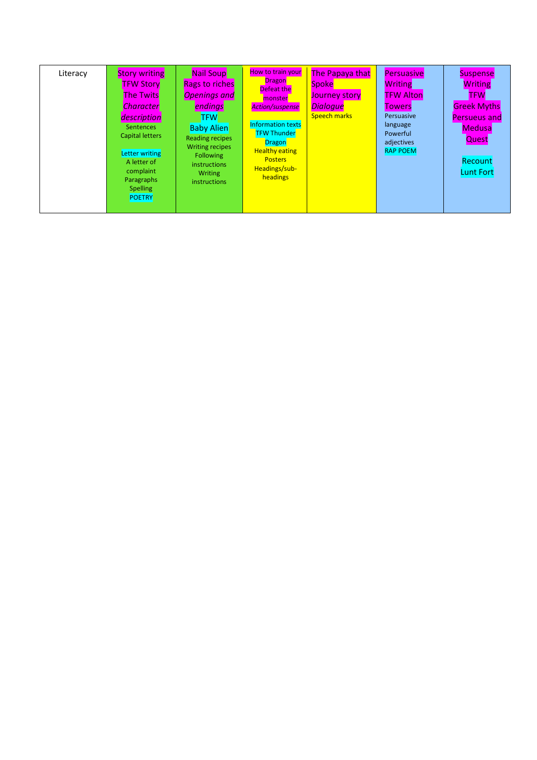| | | | | | | |
|---|---|---|---|---|---|---|
| Literacy | Story writing<br>TFW Story<br>The Twits<br>*Character description*<br>Sentences<br>Capital letters<br><br>Letter writing<br>A letter of complaint<br>Paragraphs<br>Spelling<br>POETRY | Nail Soup<br>Rags to riches<br>*Openings and endings*<br>TFW<br>Baby Alien<br>Reading recipes<br>Writing recipes<br>Following instructions<br>Writing instructions | How to train your Dragon<br>Defeat the monster<br>*Action/suspense*<br><br>Information texts<br>TFW Thunder Dragon<br>Healthy eating<br>Posters<br>Headings/sub-headings | The Papaya that Spoke<br>Journey story<br>*Dialogue*<br>Speech marks | Persuasive Writing<br>TFW Alton Towers<br>Persuasive language<br>Powerful adjectives<br>RAP POEM | Suspense Writing<br>TFW<br>Greek Myths<br>Persueus and Medusa<br>Quest<br><br>Recount<br>Lunt Fort |